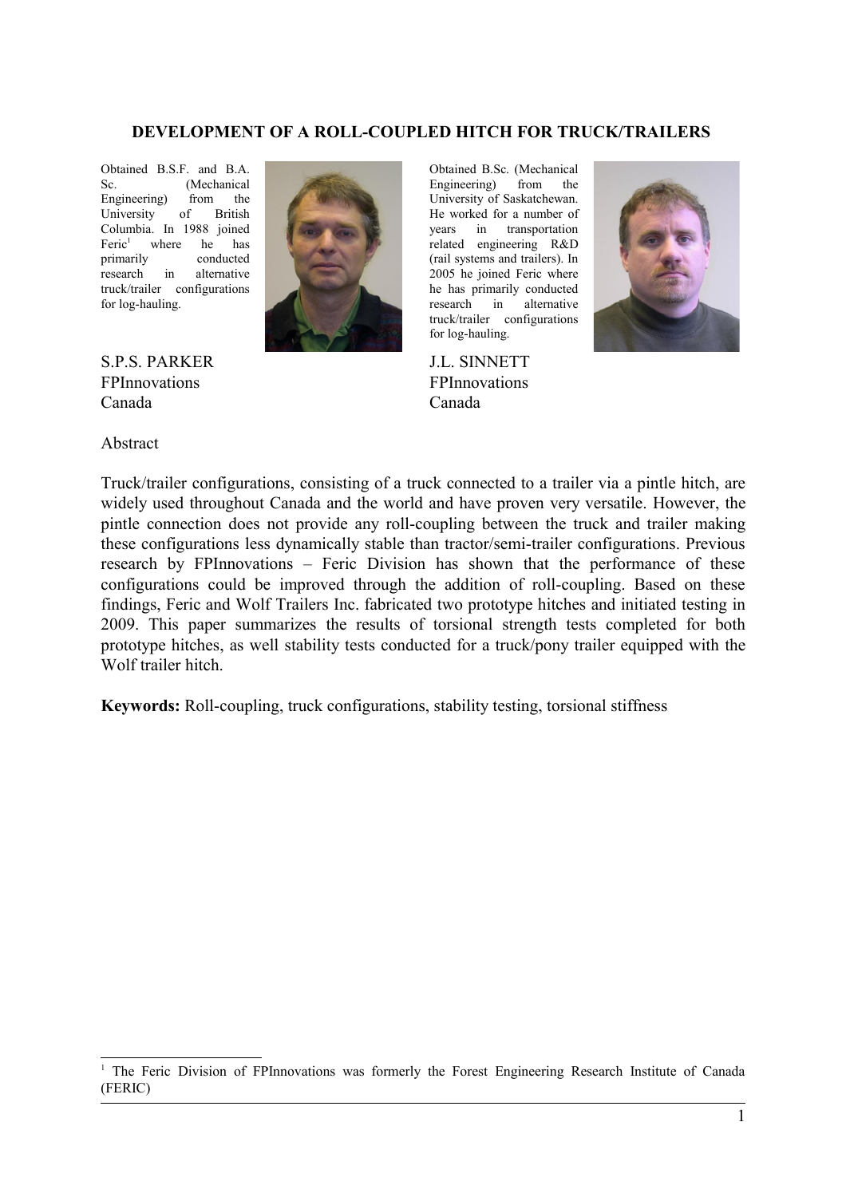# DEVELOPMENT OF A ROLL-COUPLED HITCH FOR TRUCK/TRAILERS

Obtained B.S.F. and B.A. Sc. (Mechanical Engineering) from the University of British Columbia. In 1988 joined Feric[1] where he has primarily conducted research in alternative truck/trailer configurations for log-hauling.

S.P.S. PARKER
FPInnovations
Canada

Obtained B.Sc. (Mechanical Engineering) from the University of Saskatchewan. He worked for a number of years in transportation related engineering R&D (rail systems and trailers). In 2005 he joined Feric where he has primarily conducted research in alternative truck/trailer configurations for log-hauling.

J.L. SINNETT
FPInnovations
Canada

Abstract

Truck/trailer configurations, consisting of a truck connected to a trailer via a pintle hitch, are widely used throughout Canada and the world and have proven very versatile. However, the pintle connection does not provide any roll-coupling between the truck and trailer making these configurations less dynamically stable than tractor/semi-trailer configurations. Previous research by FPInnovations – Feric Division has shown that the performance of these configurations could be improved through the addition of roll-coupling. Based on these findings, Feric and Wolf Trailers Inc. fabricated two prototype hitches and initiated testing in 2009. This paper summarizes the results of torsional strength tests completed for both prototype hitches, as well stability tests conducted for a truck/pony trailer equipped with the Wolf trailer hitch.

**Keywords:** Roll-coupling, truck configurations, stability testing, torsional stiffness

[1] The Feric Division of FPInnovations was formerly the Forest Engineering Research Institute of Canada (FERIC)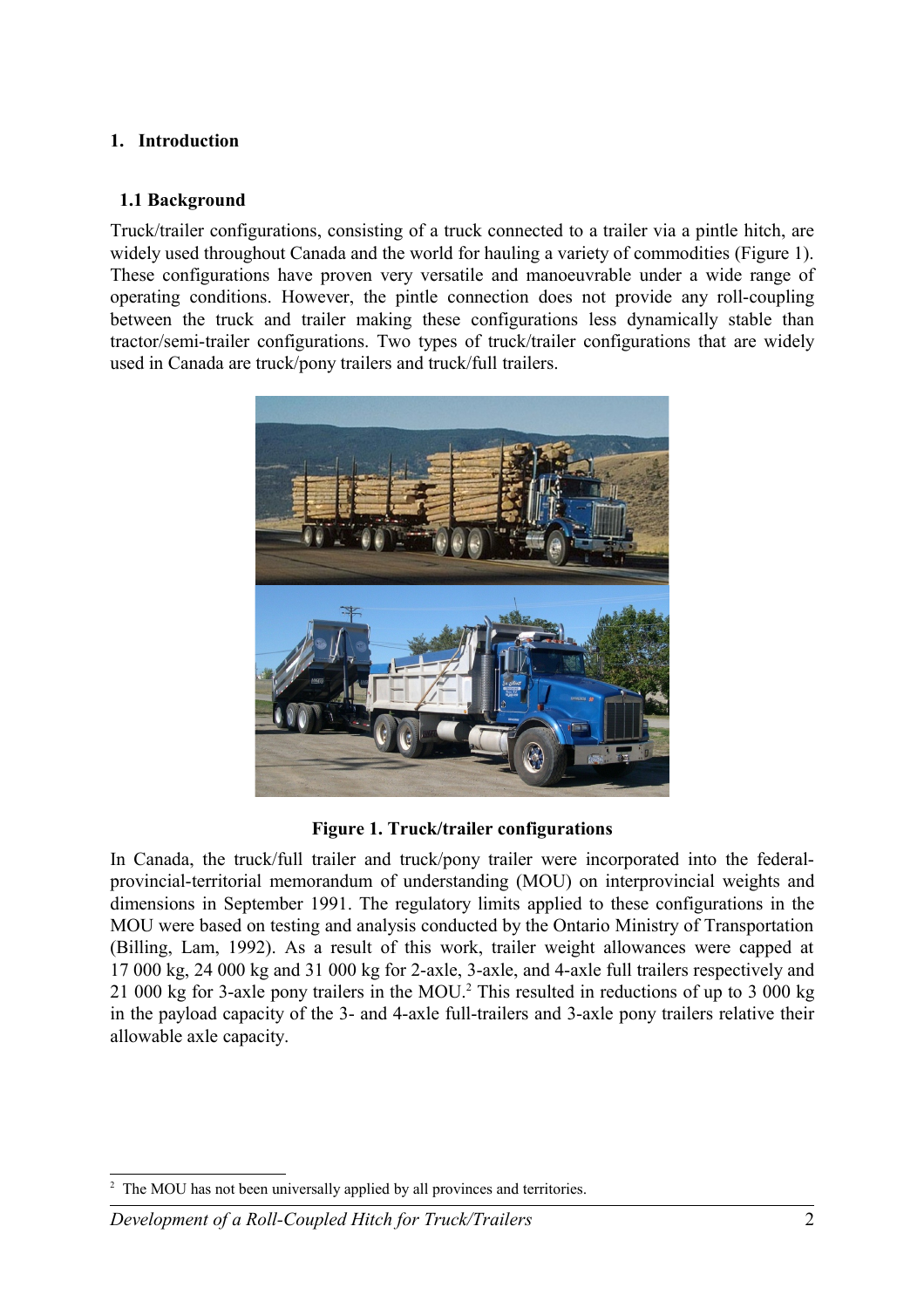# 1. Introduction

## 1.1 Background

Truck/trailer configurations, consisting of a truck connected to a trailer via a pintle hitch, are widely used throughout Canada and the world for hauling a variety of commodities (Figure 1). These configurations have proven very versatile and manoeuvrable under a wide range of operating conditions. However, the pintle connection does not provide any roll-coupling between the truck and trailer making these configurations less dynamically stable than tractor/semi-trailer configurations. Two types of truck/trailer configurations that are widely used in Canada are truck/pony trailers and truck/full trailers.

**Figure 1. Truck/trailer configurations**

In Canada, the truck/full trailer and truck/pony trailer were incorporated into the federal-provincial-territorial memorandum of understanding (MOU) on interprovincial weights and dimensions in September 1991. The regulatory limits applied to these configurations in the MOU were based on testing and analysis conducted by the Ontario Ministry of Transportation (Billing, Lam, 1992). As a result of this work, trailer weight allowances were capped at 17 000 kg, 24 000 kg and 31 000 kg for 2-axle, 3-axle, and 4-axle full trailers respectively and 21 000 kg for 3-axle pony trailers in the MOU.[2] This resulted in reductions of up to 3 000 kg in the payload capacity of the 3- and 4-axle full-trailers and 3-axle pony trailers relative their allowable axle capacity.

[2] The MOU has not been universally applied by all provinces and territories.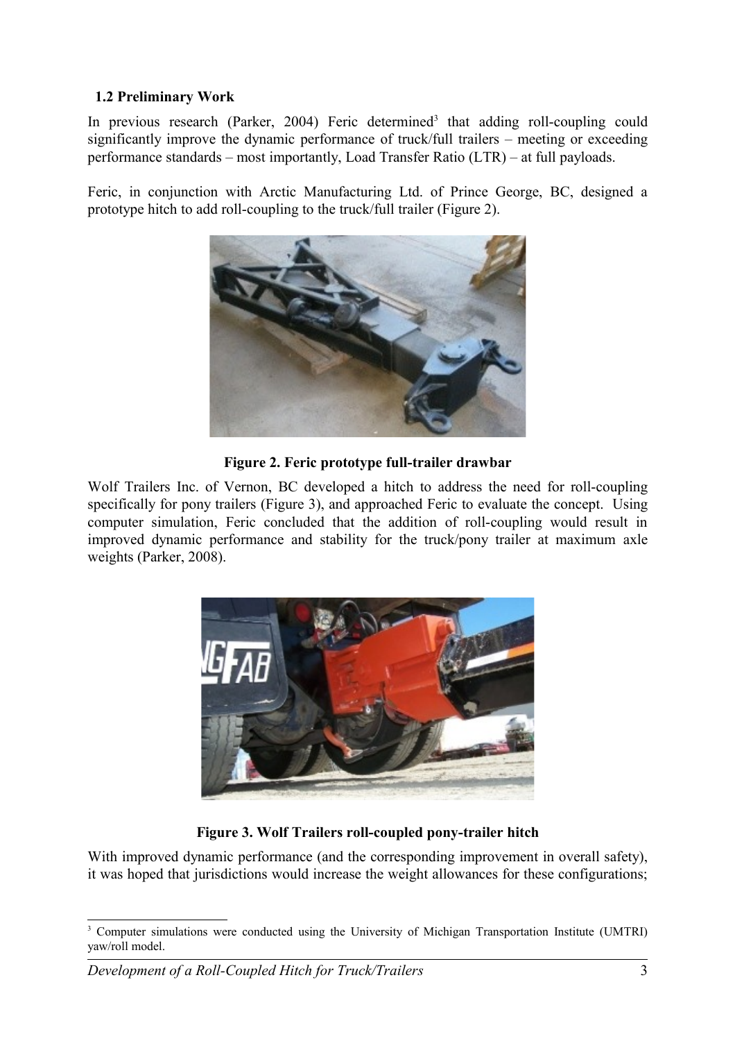### 1.2 Preliminary Work

In previous research (Parker, 2004) Feric determined[3] that adding roll-coupling could significantly improve the dynamic performance of truck/full trailers – meeting or exceeding performance standards – most importantly, Load Transfer Ratio (LTR) – at full payloads.

Feric, in conjunction with Arctic Manufacturing Ltd. of Prince George, BC, designed a prototype hitch to add roll-coupling to the truck/full trailer (Figure 2).

**Figure 2. Feric prototype full-trailer drawbar**

Wolf Trailers Inc. of Vernon, BC developed a hitch to address the need for roll-coupling specifically for pony trailers (Figure 3), and approached Feric to evaluate the concept. Using computer simulation, Feric concluded that the addition of roll-coupling would result in improved dynamic performance and stability for the truck/pony trailer at maximum axle weights (Parker, 2008).

**Figure 3. Wolf Trailers roll-coupled pony-trailer hitch**

With improved dynamic performance (and the corresponding improvement in overall safety), it was hoped that jurisdictions would increase the weight allowances for these configurations;

[3] Computer simulations were conducted using the University of Michigan Transportation Institute (UMTRI) yaw/roll model.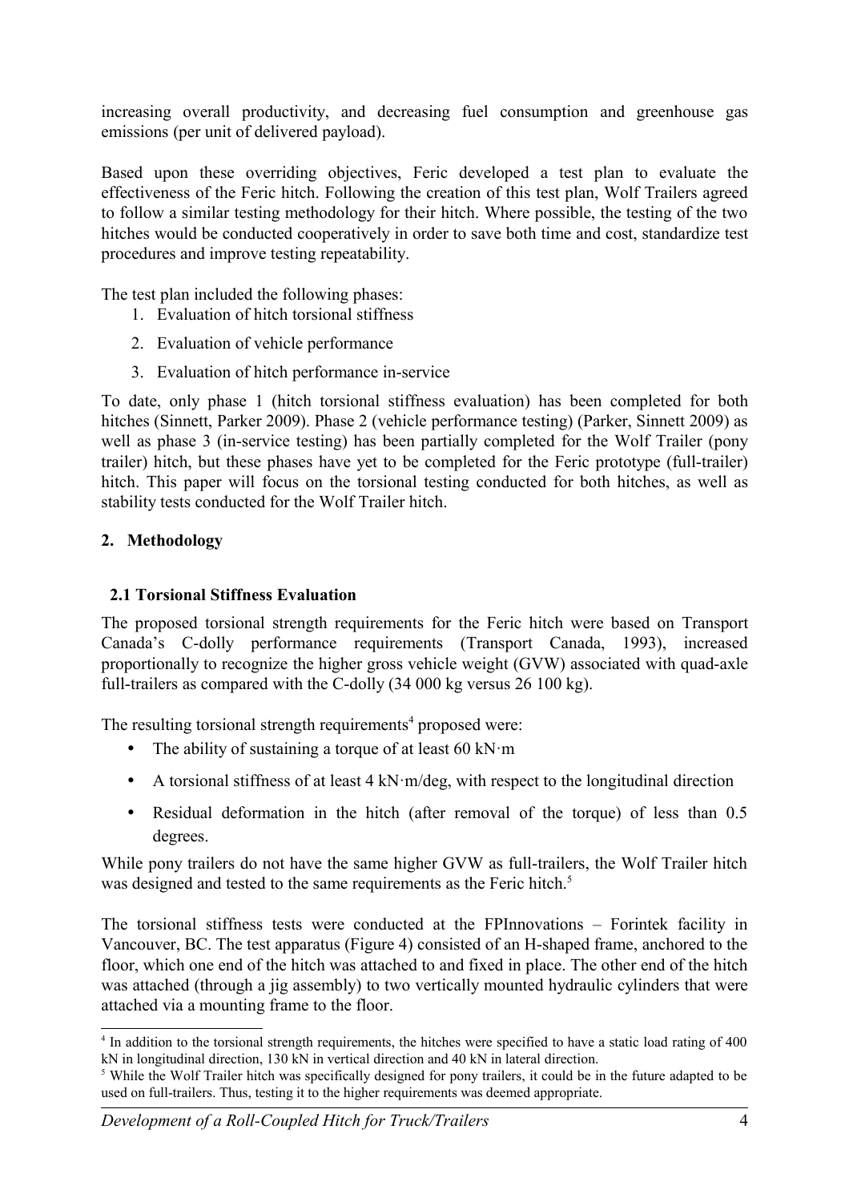increasing overall productivity, and decreasing fuel consumption and greenhouse gas emissions (per unit of delivered payload).

Based upon these overriding objectives, Feric developed a test plan to evaluate the effectiveness of the Feric hitch. Following the creation of this test plan, Wolf Trailers agreed to follow a similar testing methodology for their hitch. Where possible, the testing of the two hitches would be conducted cooperatively in order to save both time and cost, standardize test procedures and improve testing repeatability.

The test plan included the following phases:

1. Evaluation of hitch torsional stiffness
2. Evaluation of vehicle performance
3. Evaluation of hitch performance in-service

To date, only phase 1 (hitch torsional stiffness evaluation) has been completed for both hitches (Sinnett, Parker 2009). Phase 2 (vehicle performance testing) (Parker, Sinnett 2009) as well as phase 3 (in-service testing) has been partially completed for the Wolf Trailer (pony trailer) hitch, but these phases have yet to be completed for the Feric prototype (full-trailer) hitch. This paper will focus on the torsional testing conducted for both hitches, as well as stability tests conducted for the Wolf Trailer hitch.

## 2. Methodology

### 2.1 Torsional Stiffness Evaluation

The proposed torsional strength requirements for the Feric hitch were based on Transport Canada's C-dolly performance requirements (Transport Canada, 1993), increased proportionally to recognize the higher gross vehicle weight (GVW) associated with quad-axle full-trailers as compared with the C-dolly (34 000 kg versus 26 100 kg).

The resulting torsional strength requirements[4] proposed were:

- The ability of sustaining a torque of at least 60 kN·m
- A torsional stiffness of at least 4 kN·m/deg, with respect to the longitudinal direction
- Residual deformation in the hitch (after removal of the torque) of less than 0.5 degrees.

While pony trailers do not have the same higher GVW as full-trailers, the Wolf Trailer hitch was designed and tested to the same requirements as the Feric hitch.[5]

The torsional stiffness tests were conducted at the FPInnovations – Forintek facility in Vancouver, BC. The test apparatus (Figure 4) consisted of an H-shaped frame, anchored to the floor, which one end of the hitch was attached to and fixed in place. The other end of the hitch was attached (through a jig assembly) to two vertically mounted hydraulic cylinders that were attached via a mounting frame to the floor.

[4] In addition to the torsional strength requirements, the hitches were specified to have a static load rating of 400 kN in longitudinal direction, 130 kN in vertical direction and 40 kN in lateral direction.

[5] While the Wolf Trailer hitch was specifically designed for pony trailers, it could be in the future adapted to be used on full-trailers. Thus, testing it to the higher requirements was deemed appropriate.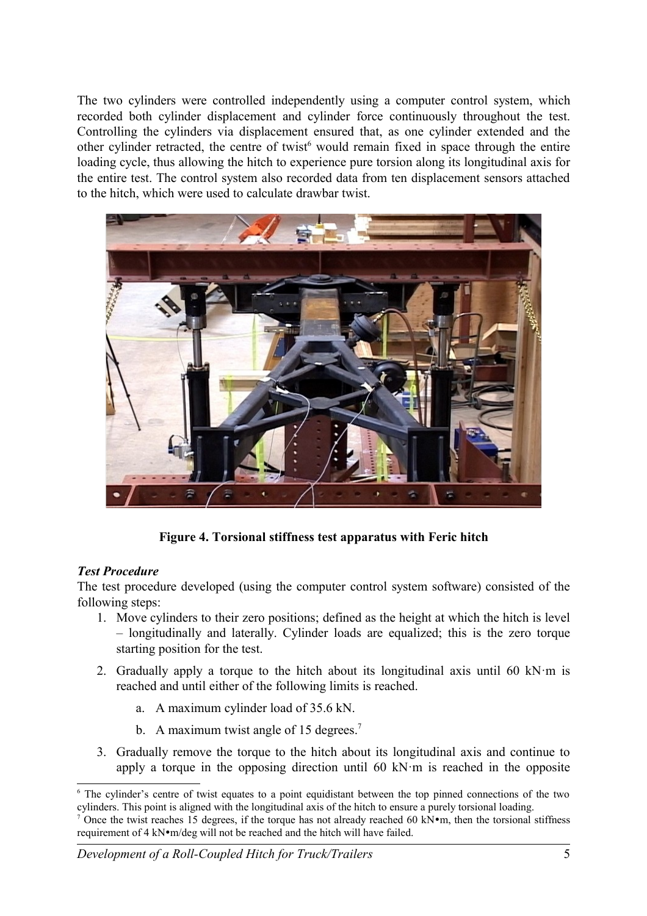The two cylinders were controlled independently using a computer control system, which recorded both cylinder displacement and cylinder force continuously throughout the test. Controlling the cylinders via displacement ensured that, as one cylinder extended and the other cylinder retracted, the centre of twist[6] would remain fixed in space through the entire loading cycle, thus allowing the hitch to experience pure torsion along its longitudinal axis for the entire test. The control system also recorded data from ten displacement sensors attached to the hitch, which were used to calculate drawbar twist.

**Figure 4. Torsional stiffness test apparatus with Feric hitch**

### *Test Procedure*

The test procedure developed (using the computer control system software) consisted of the following steps:

1. Move cylinders to their zero positions; defined as the height at which the hitch is level – longitudinally and laterally. Cylinder loads are equalized; this is the zero torque starting position for the test.
2. Gradually apply a torque to the hitch about its longitudinal axis until 60 kN·m is reached and until either of the following limits is reached.
   a. A maximum cylinder load of 35.6 kN.
   b. A maximum twist angle of 15 degrees.[7]
3. Gradually remove the torque to the hitch about its longitudinal axis and continue to apply a torque in the opposing direction until 60 kN·m is reached in the opposite

---

[6] The cylinder's centre of twist equates to a point equidistant between the top pinned connections of the two cylinders. This point is aligned with the longitudinal axis of the hitch to ensure a purely torsional loading.

[7] Once the twist reaches 15 degrees, if the torque has not already reached 60 kN•m, then the torsional stiffness requirement of 4 kN•m/deg will not be reached and the hitch will have failed.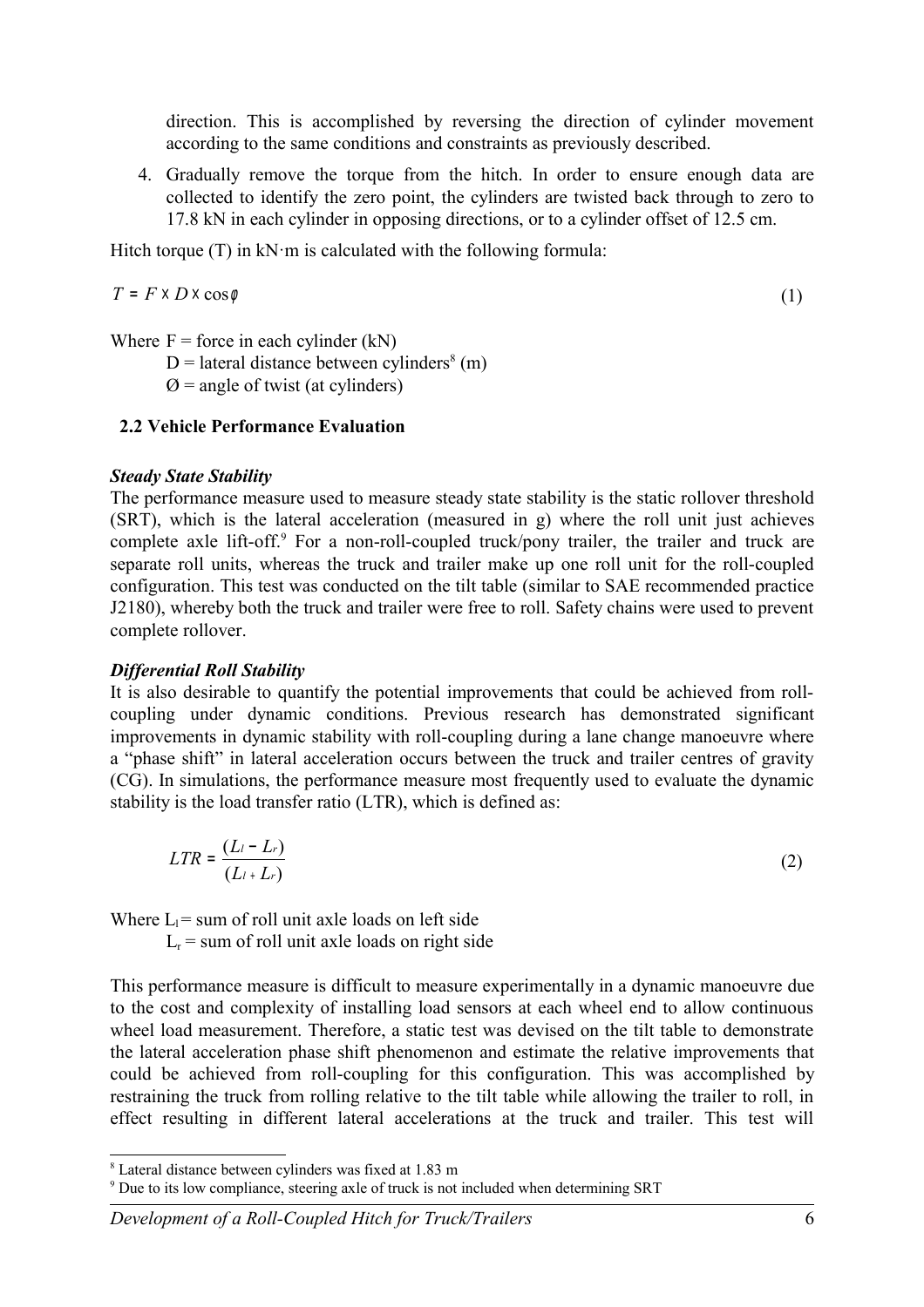direction. This is accomplished by reversing the direction of cylinder movement according to the same conditions and constraints as previously described.

4. Gradually remove the torque from the hitch. In order to ensure enough data are collected to identify the zero point, the cylinders are twisted back through to zero to 17.8 kN in each cylinder in opposing directions, or to a cylinder offset of 12.5 cm.

Hitch torque (T) in kN·m is calculated with the following formula:

$$T = F \times D \times \cos\phi \tag{1}$$

Where F = force in each cylinder (kN)
D = lateral distance between cylinders[8] (m)
Ø = angle of twist (at cylinders)

### 2.2 Vehicle Performance Evaluation

***Steady State Stability***

The performance measure used to measure steady state stability is the static rollover threshold (SRT), which is the lateral acceleration (measured in g) where the roll unit just achieves complete axle lift-off.[9] For a non-roll-coupled truck/pony trailer, the trailer and truck are separate roll units, whereas the truck and trailer make up one roll unit for the roll-coupled configuration. This test was conducted on the tilt table (similar to SAE recommended practice J2180), whereby both the truck and trailer were free to roll. Safety chains were used to prevent complete rollover.

***Differential Roll Stability***

It is also desirable to quantify the potential improvements that could be achieved from roll-coupling under dynamic conditions. Previous research has demonstrated significant improvements in dynamic stability with roll-coupling during a lane change manoeuvre where a "phase shift" in lateral acceleration occurs between the truck and trailer centres of gravity (CG). In simulations, the performance measure most frequently used to evaluate the dynamic stability is the load transfer ratio (LTR), which is defined as:

$$LTR = \frac{(L_l - L_r)}{(L_l + L_r)} \tag{2}$$

Where $L_l$ = sum of roll unit axle loads on left side
$L_r$ = sum of roll unit axle loads on right side

This performance measure is difficult to measure experimentally in a dynamic manoeuvre due to the cost and complexity of installing load sensors at each wheel end to allow continuous wheel load measurement. Therefore, a static test was devised on the tilt table to demonstrate the lateral acceleration phase shift phenomenon and estimate the relative improvements that could be achieved from roll-coupling for this configuration. This was accomplished by restraining the truck from rolling relative to the tilt table while allowing the trailer to roll, in effect resulting in different lateral accelerations at the truck and trailer. This test will

[8] Lateral distance between cylinders was fixed at 1.83 m

[9] Due to its low compliance, steering axle of truck is not included when determining SRT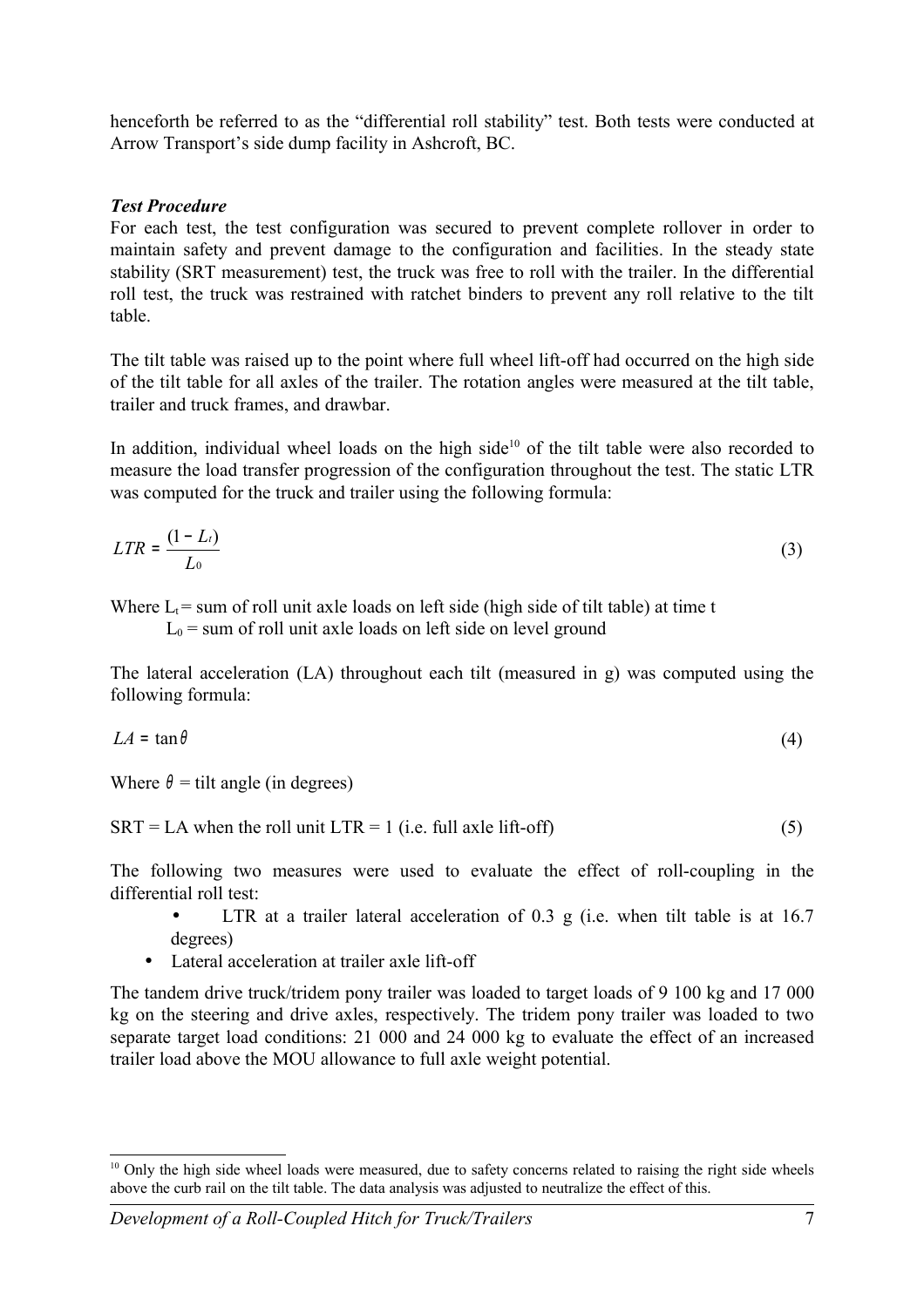henceforth be referred to as the "differential roll stability" test. Both tests were conducted at Arrow Transport's side dump facility in Ashcroft, BC.

***Test Procedure***

For each test, the test configuration was secured to prevent complete rollover in order to maintain safety and prevent damage to the configuration and facilities. In the steady state stability (SRT measurement) test, the truck was free to roll with the trailer. In the differential roll test, the truck was restrained with ratchet binders to prevent any roll relative to the tilt table.

The tilt table was raised up to the point where full wheel lift-off had occurred on the high side of the tilt table for all axles of the trailer. The rotation angles were measured at the tilt table, trailer and truck frames, and drawbar.

In addition, individual wheel loads on the high side[10] of the tilt table were also recorded to measure the load transfer progression of the configuration throughout the test. The static LTR was computed for the truck and trailer using the following formula:

$$LTR = \frac{(1 - L_t)}{L_0} \tag{3}$$

Where $L_t$ = sum of roll unit axle loads on left side (high side of tilt table) at time t
$L_0$ = sum of roll unit axle loads on left side on level ground

The lateral acceleration (LA) throughout each tilt (measured in g) was computed using the following formula:

$$LA = \tan\theta \tag{4}$$

Where $\theta$ = tilt angle (in degrees)

$$\text{SRT} = \text{LA when the roll unit LTR} = 1 \text{ (i.e. full axle lift-off)} \tag{5}$$

The following two measures were used to evaluate the effect of roll-coupling in the differential roll test:

- LTR at a trailer lateral acceleration of 0.3 g (i.e. when tilt table is at 16.7 degrees)
- Lateral acceleration at trailer axle lift-off

The tandem drive truck/tridem pony trailer was loaded to target loads of 9 100 kg and 17 000 kg on the steering and drive axles, respectively. The tridem pony trailer was loaded to two separate target load conditions: 21 000 and 24 000 kg to evaluate the effect of an increased trailer load above the MOU allowance to full axle weight potential.

[10] Only the high side wheel loads were measured, due to safety concerns related to raising the right side wheels above the curb rail on the tilt table. The data analysis was adjusted to neutralize the effect of this.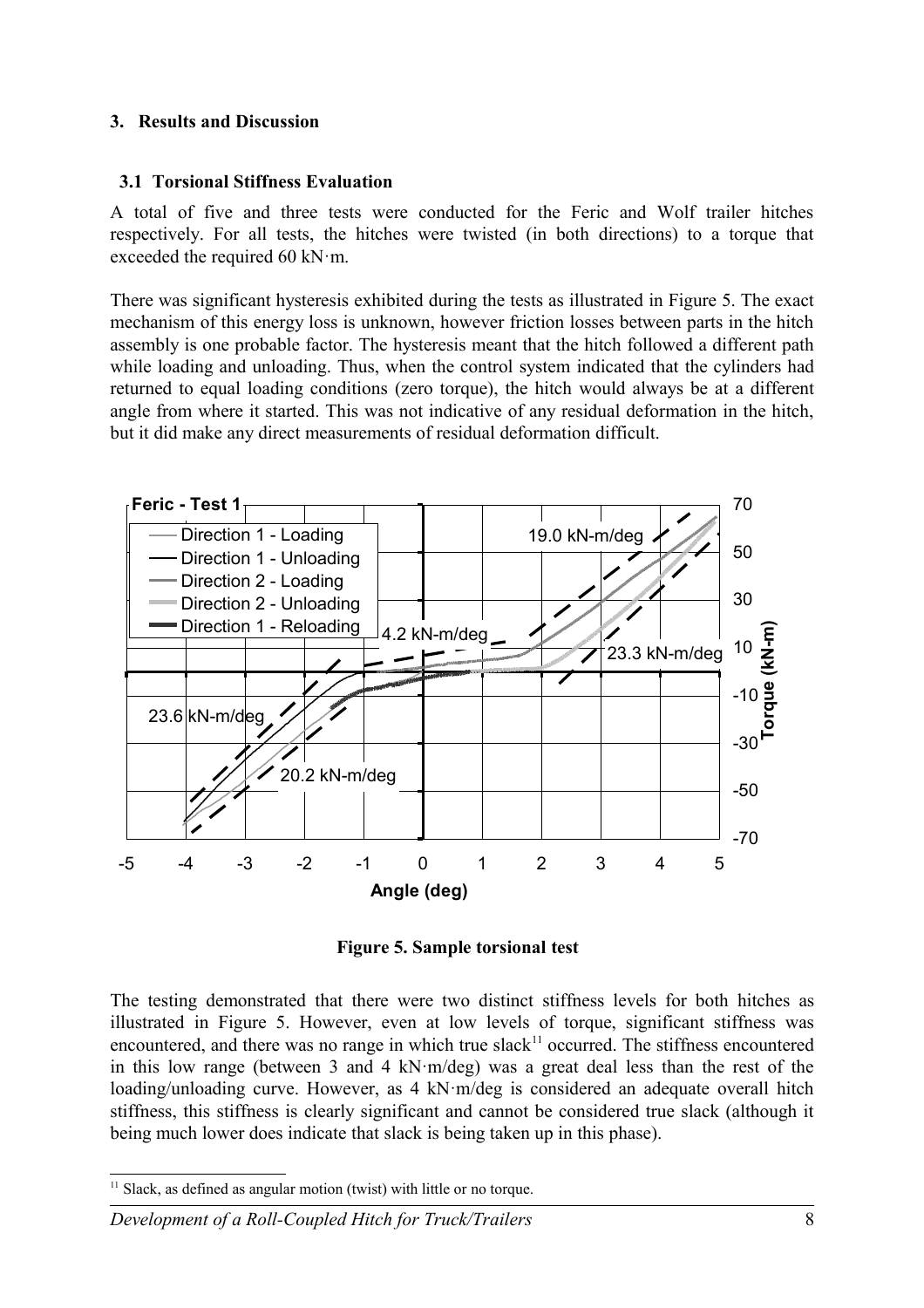## 3. Results and Discussion

### 3.1 Torsional Stiffness Evaluation

A total of five and three tests were conducted for the Feric and Wolf trailer hitches respectively. For all tests, the hitches were twisted (in both directions) to a torque that exceeded the required 60 kN·m.

There was significant hysteresis exhibited during the tests as illustrated in Figure 5. The exact mechanism of this energy loss is unknown, however friction losses between parts in the hitch assembly is one probable factor. The hysteresis meant that the hitch followed a different path while loading and unloading. Thus, when the control system indicated that the cylinders had returned to equal loading conditions (zero torque), the hitch would always be at a different angle from where it started. This was not indicative of any residual deformation in the hitch, but it did make any direct measurements of residual deformation difficult.

Feric - Test 1

Direction 1 - Loading
Direction 1 - Unloading
Direction 2 - Loading
Direction 2 - Unloading
Direction 1 - Reloading

19.0 kN-m/deg
4.2 kN-m/deg
23.3 kN-m/deg
23.6 kN-m/deg
20.2 kN-m/deg

Torque (kN-m): 70, 50, 30, 10, -10, -30, -50, -70

Angle (deg): -5, -4, -3, -2, -1, 0, 1, 2, 3, 4, 5

**Figure 5. Sample torsional test**

The testing demonstrated that there were two distinct stiffness levels for both hitches as illustrated in Figure 5. However, even at low levels of torque, significant stiffness was encountered, and there was no range in which true slack[11] occurred. The stiffness encountered in this low range (between 3 and 4 kN·m/deg) was a great deal less than the rest of the loading/unloading curve. However, as 4 kN·m/deg is considered an adequate overall hitch stiffness, this stiffness is clearly significant and cannot be considered true slack (although it being much lower does indicate that slack is being taken up in this phase).

[11] Slack, as defined as angular motion (twist) with little or no torque.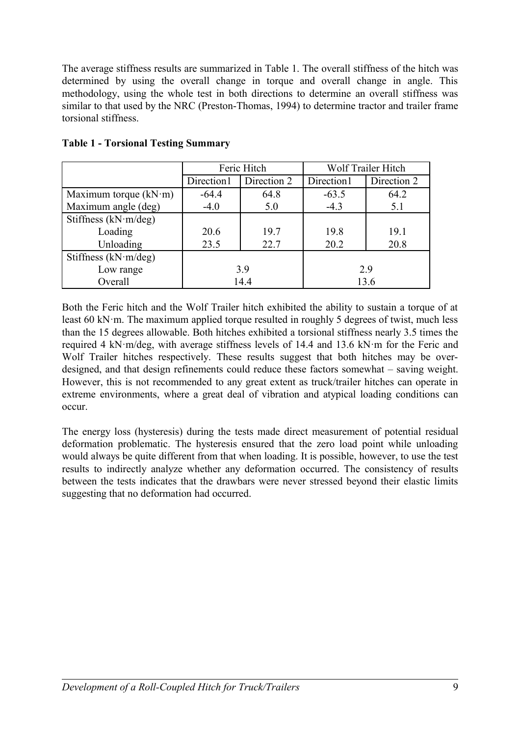The average stiffness results are summarized in Table 1. The overall stiffness of the hitch was determined by using the overall change in torque and overall change in angle. This methodology, using the whole test in both directions to determine an overall stiffness was similar to that used by the NRC (Preston-Thomas, 1994) to determine tractor and trailer frame torsional stiffness.

**Table 1 - Torsional Testing Summary**

| | Feric Hitch | | Wolf Trailer Hitch | |
|---|---|---|---|---|
| | Direction1 | Direction 2 | Direction1 | Direction 2 |
| Maximum torque (kN·m) | -64.4 | 64.8 | -63.5 | 64.2 |
| Maximum angle (deg) | -4.0 | 5.0 | -4.3 | 5.1 |
| Stiffness (kN·m/deg) | | | | |
| Loading | 20.6 | 19.7 | 19.8 | 19.1 |
| Unloading | 23.5 | 22.7 | 20.2 | 20.8 |
| Stiffness (kN·m/deg) | | | | |
| Low range | 3.9 | | 2.9 | |
| Overall | 14.4 | | 13.6 | |

Both the Feric hitch and the Wolf Trailer hitch exhibited the ability to sustain a torque of at least 60 kN·m. The maximum applied torque resulted in roughly 5 degrees of twist, much less than the 15 degrees allowable. Both hitches exhibited a torsional stiffness nearly 3.5 times the required 4 kN·m/deg, with average stiffness levels of 14.4 and 13.6 kN·m for the Feric and Wolf Trailer hitches respectively. These results suggest that both hitches may be over-designed, and that design refinements could reduce these factors somewhat – saving weight. However, this is not recommended to any great extent as truck/trailer hitches can operate in extreme environments, where a great deal of vibration and atypical loading conditions can occur.

The energy loss (hysteresis) during the tests made direct measurement of potential residual deformation problematic. The hysteresis ensured that the zero load point while unloading would always be quite different from that when loading. It is possible, however, to use the test results to indirectly analyze whether any deformation occurred. The consistency of results between the tests indicates that the drawbars were never stressed beyond their elastic limits suggesting that no deformation had occurred.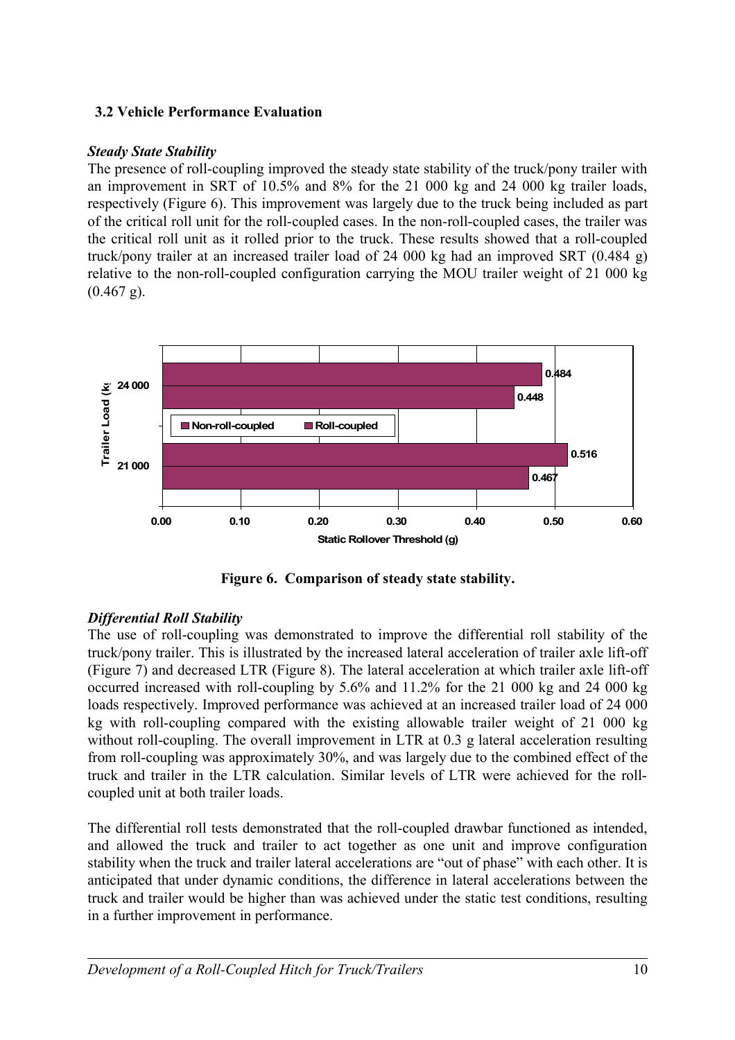### 3.2 Vehicle Performance Evaluation

***Steady State Stability***

The presence of roll-coupling improved the steady state stability of the truck/pony trailer with an improvement in SRT of 10.5% and 8% for the 21 000 kg and 24 000 kg trailer loads, respectively (Figure 6). This improvement was largely due to the truck being included as part of the critical roll unit for the roll-coupled cases. In the non-roll-coupled cases, the trailer was the critical roll unit as it rolled prior to the truck. These results showed that a roll-coupled truck/pony trailer at an increased trailer load of 24 000 kg had an improved SRT (0.484 g) relative to the non-roll-coupled configuration carrying the MOU trailer weight of 21 000 kg (0.467 g).

Trailer Load (kg)
24 000
21 000
0.484
0.448
0.516
0.467
Non-roll-coupled
Roll-coupled
0.00
0.10
0.20
0.30
0.40
0.50
0.60
Static Rollover Threshold (g)

**Figure 6. Comparison of steady state stability.**

***Differential Roll Stability***

The use of roll-coupling was demonstrated to improve the differential roll stability of the truck/pony trailer. This is illustrated by the increased lateral acceleration of trailer axle lift-off (Figure 7) and decreased LTR (Figure 8). The lateral acceleration at which trailer axle lift-off occurred increased with roll-coupling by 5.6% and 11.2% for the 21 000 kg and 24 000 kg loads respectively. Improved performance was achieved at an increased trailer load of 24 000 kg with roll-coupling compared with the existing allowable trailer weight of 21 000 kg without roll-coupling. The overall improvement in LTR at 0.3 g lateral acceleration resulting from roll-coupling was approximately 30%, and was largely due to the combined effect of the truck and trailer in the LTR calculation. Similar levels of LTR were achieved for the roll-coupled unit at both trailer loads.

The differential roll tests demonstrated that the roll-coupled drawbar functioned as intended, and allowed the truck and trailer to act together as one unit and improve configuration stability when the truck and trailer lateral accelerations are "out of phase" with each other. It is anticipated that under dynamic conditions, the difference in lateral accelerations between the truck and trailer would be higher than was achieved under the static test conditions, resulting in a further improvement in performance.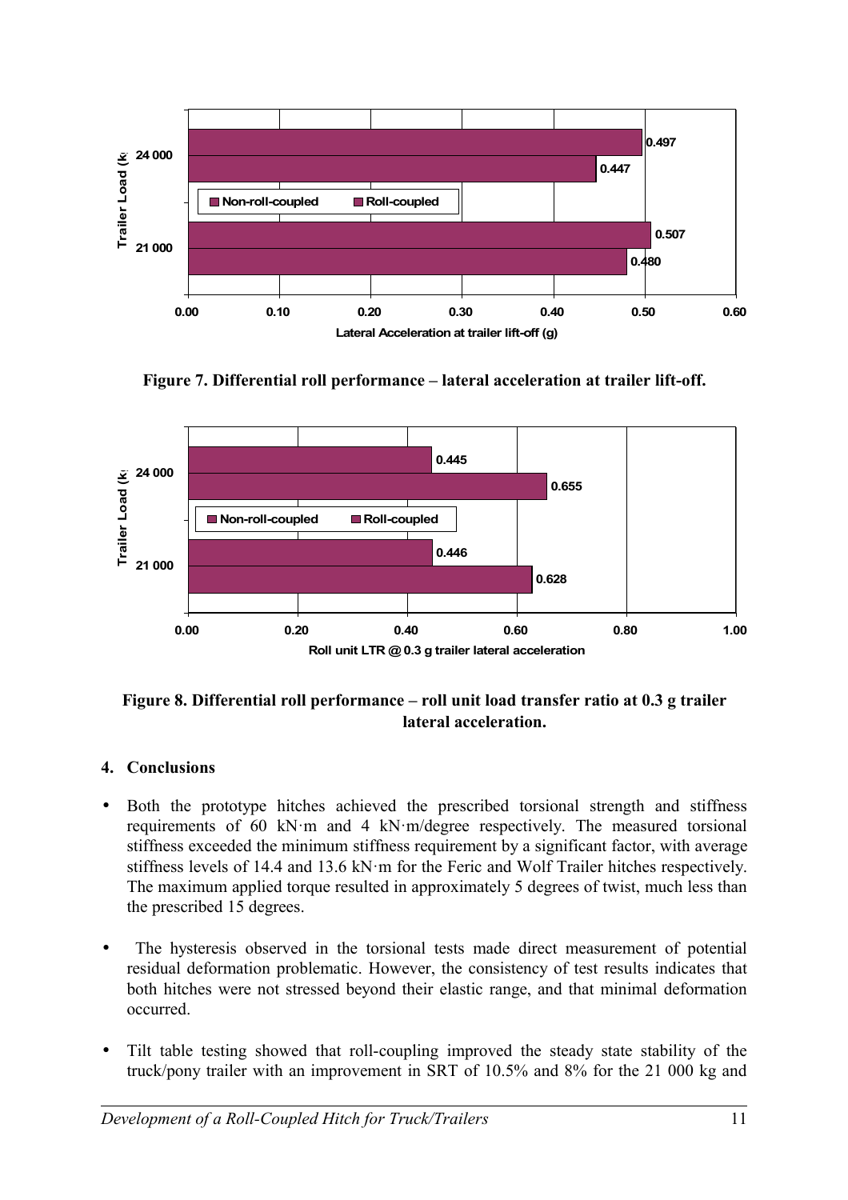Trailer Load (kg)

24 000

21 000

0.497

0.447

0.507

0.480

Non-roll-coupled

Roll-coupled

0.00 0.10 0.20 0.30 0.40 0.50 0.60

Lateral Acceleration at trailer lift-off (g)

**Figure 7. Differential roll performance – lateral acceleration at trailer lift-off.**

Trailer Load (kg)

24 000

21 000

0.445

0.655

0.446

0.628

Non-roll-coupled

Roll-coupled

0.00 0.20 0.40 0.60 0.80 1.00

Roll unit LTR @ 0.3 g trailer lateral acceleration

**Figure 8. Differential roll performance – roll unit load transfer ratio at 0.3 g trailer lateral acceleration.**

## 4. Conclusions

- Both the prototype hitches achieved the prescribed torsional strength and stiffness requirements of 60 kN·m and 4 kN·m/degree respectively. The measured torsional stiffness exceeded the minimum stiffness requirement by a significant factor, with average stiffness levels of 14.4 and 13.6 kN·m for the Feric and Wolf Trailer hitches respectively. The maximum applied torque resulted in approximately 5 degrees of twist, much less than the prescribed 15 degrees.

- The hysteresis observed in the torsional tests made direct measurement of potential residual deformation problematic. However, the consistency of test results indicates that both hitches were not stressed beyond their elastic range, and that minimal deformation occurred.

- Tilt table testing showed that roll-coupling improved the steady state stability of the truck/pony trailer with an improvement in SRT of 10.5% and 8% for the 21 000 kg and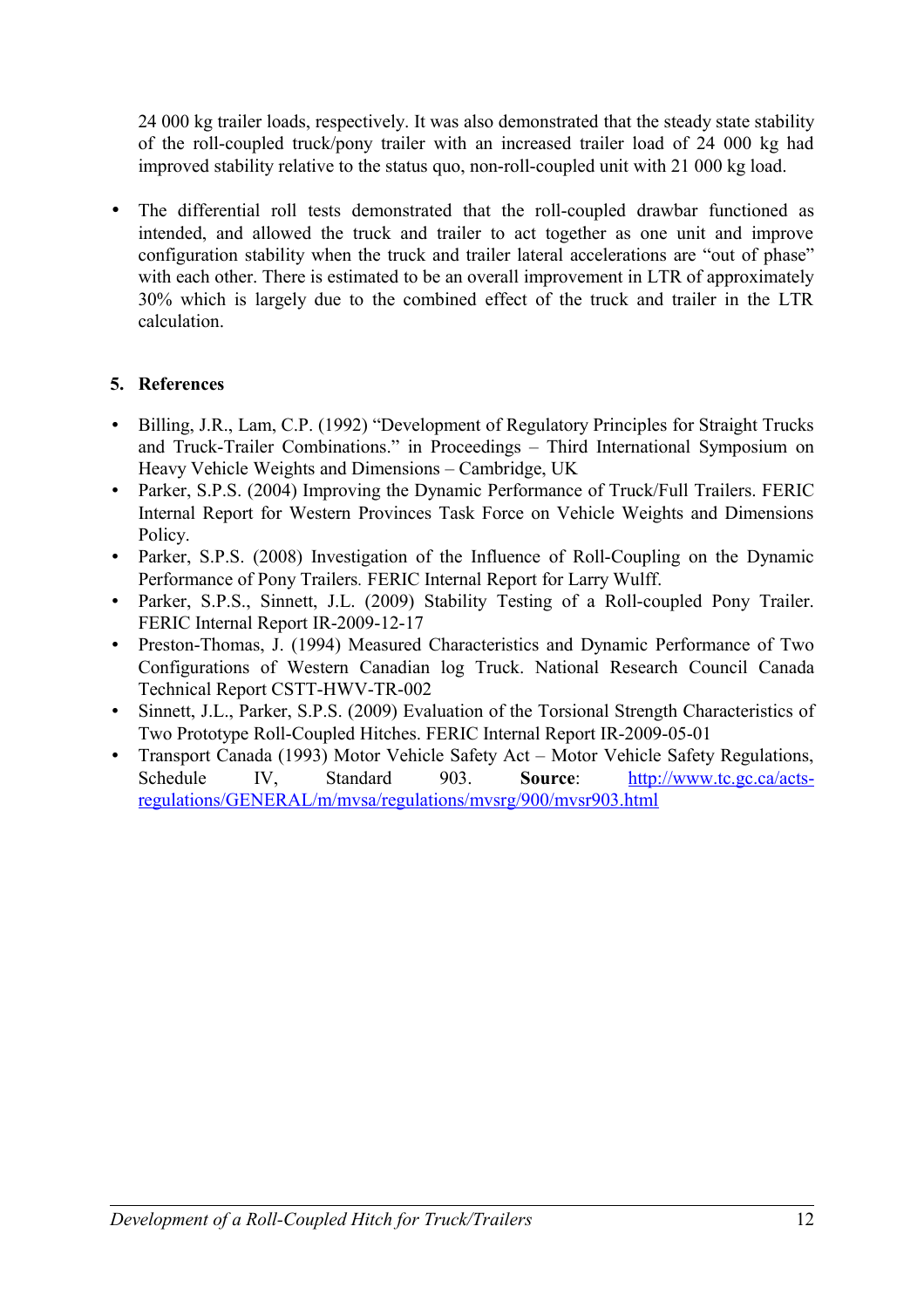24 000 kg trailer loads, respectively. It was also demonstrated that the steady state stability of the roll-coupled truck/pony trailer with an increased trailer load of 24 000 kg had improved stability relative to the status quo, non-roll-coupled unit with 21 000 kg load.

- The differential roll tests demonstrated that the roll-coupled drawbar functioned as intended, and allowed the truck and trailer to act together as one unit and improve configuration stability when the truck and trailer lateral accelerations are "out of phase" with each other. There is estimated to be an overall improvement in LTR of approximately 30% which is largely due to the combined effect of the truck and trailer in the LTR calculation.

## 5. References

- Billing, J.R., Lam, C.P. (1992) "Development of Regulatory Principles for Straight Trucks and Truck-Trailer Combinations." in Proceedings – Third International Symposium on Heavy Vehicle Weights and Dimensions – Cambridge, UK
- Parker, S.P.S. (2004) Improving the Dynamic Performance of Truck/Full Trailers. FERIC Internal Report for Western Provinces Task Force on Vehicle Weights and Dimensions Policy.
- Parker, S.P.S. (2008) Investigation of the Influence of Roll-Coupling on the Dynamic Performance of Pony Trailers. FERIC Internal Report for Larry Wulff.
- Parker, S.P.S., Sinnett, J.L. (2009) Stability Testing of a Roll-coupled Pony Trailer. FERIC Internal Report IR-2009-12-17
- Preston-Thomas, J. (1994) Measured Characteristics and Dynamic Performance of Two Configurations of Western Canadian log Truck. National Research Council Canada Technical Report CSTT-HWV-TR-002
- Sinnett, J.L., Parker, S.P.S. (2009) Evaluation of the Torsional Strength Characteristics of Two Prototype Roll-Coupled Hitches. FERIC Internal Report IR-2009-05-01
- Transport Canada (1993) Motor Vehicle Safety Act – Motor Vehicle Safety Regulations, Schedule IV, Standard 903. **Source**: [http://www.tc.gc.ca/acts-regulations/GENERAL/m/mvsa/regulations/mvsrg/900/mvsr903.html](http://www.tc.gc.ca/acts-regulations/GENERAL/m/mvsa/regulations/mvsrg/900/mvsr903.html)